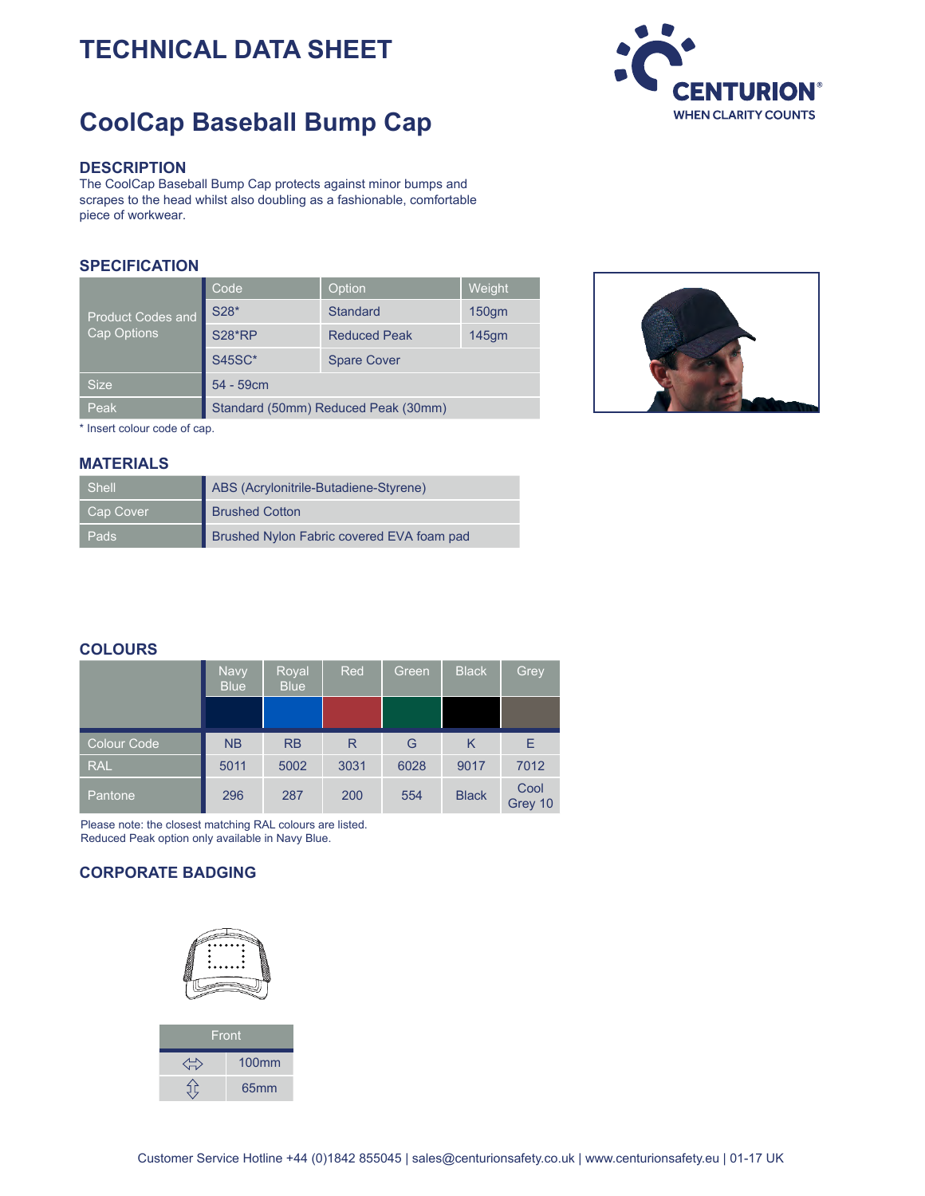# TECHNICAL DATA SHEET

CENTURION
WHEN CLARITY COUNTS

## CoolCap Baseball Bump Cap

### DESCRIPTION

The CoolCap Baseball Bump Cap protects against minor bumps and scrapes to the head whilst also doubling as a fashionable, comfortable piece of workwear.

### SPECIFICATION

| | Code | Option | Weight |
|---|---|---|---|
| Product Codes and Cap Options | S28* | Standard | 150gm |
| | S28*RP | Reduced Peak | 145gm |
| | S45SC* | Spare Cover | |
| Size | 54 - 59cm | | |
| Peak | Standard (50mm) Reduced Peak (30mm) | | |

\* Insert colour code of cap.

### MATERIALS

| | |
|---|---|
| Shell | ABS (Acrylonitrile-Butadiene-Styrene) |
| Cap Cover | Brushed Cotton |
| Pads | Brushed Nylon Fabric covered EVA foam pad |

### COLOURS

| | Navy Blue | Royal Blue | Red | Green | Black | Grey |
|---|---|---|---|---|---|---|
| Colour Code | NB | RB | R | G | K | E |
| RAL | 5011 | 5002 | 3031 | 6028 | 9017 | 7012 |
| Pantone | 296 | 287 | 200 | 554 | Black | Cool Grey 10 |

Please note: the closest matching RAL colours are listed.
Reduced Peak option only available in Navy Blue.

### CORPORATE BADGING

| Front | |
|---|---|
| ⇔ | 100mm |
| ⇕ | 65mm |

Customer Service Hotline +44 (0)1842 855045 | sales@centurionsafety.co.uk | www.centurionsafety.eu | 01-17 UK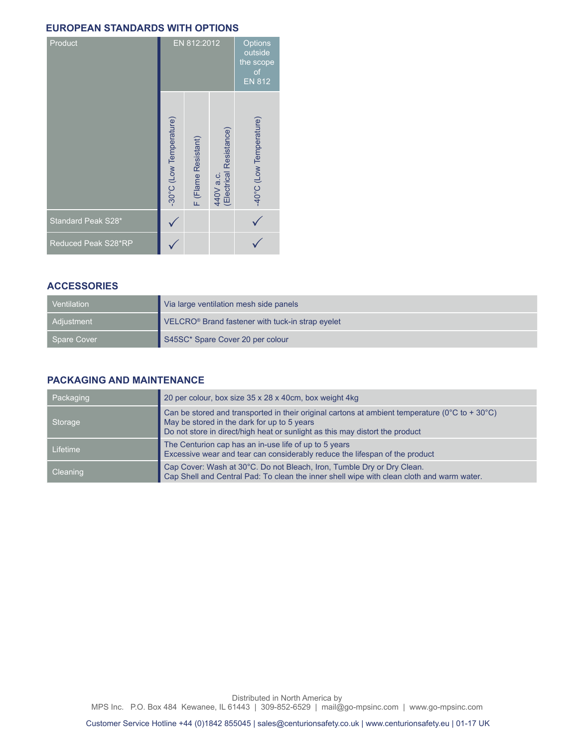## EUROPEAN STANDARDS WITH OPTIONS

| Product | EN 812:2012 | | | Options outside the scope of EN 812 |
|---|---|---|---|---|
| | -30°C (Low Temperature) | F (Flame Resistant) | 440V a.c. (Electrical Resistance) | -40°C (Low Temperature) |
| Standard Peak S28* | ✓ | | | ✓ |
| Reduced Peak S28*RP | ✓ | | | ✓ |

## ACCESSORIES

| | |
|---|---|
| Ventilation | Via large ventilation mesh side panels |
| Adjustment | VELCRO® Brand fastener with tuck-in strap eyelet |
| Spare Cover | S45SC* Spare Cover 20 per colour |

## PACKAGING AND MAINTENANCE

| | |
|---|---|
| Packaging | 20 per colour, box size 35 x 28 x 40cm, box weight 4kg |
| Storage | Can be stored and transported in their original cartons at ambient temperature (0°C to + 30°C)<br>May be stored in the dark for up to 5 years<br>Do not store in direct/high heat or sunlight as this may distort the product |
| Lifetime | The Centurion cap has an in-use life of up to 5 years<br>Excessive wear and tear can considerably reduce the lifespan of the product |
| Cleaning | Cap Cover: Wash at 30°C. Do not Bleach, Iron, Tumble Dry or Dry Clean.<br>Cap Shell and Central Pad: To clean the inner shell wipe with clean cloth and warm water. |

Distributed in North America by
MPS Inc. P.O. Box 484 Kewanee, IL 61443 | 309-852-6529 | mail@go-mpsinc.com | www.go-mpsinc.com

Customer Service Hotline +44 (0)1842 855045 | sales@centurionsafety.co.uk | www.centurionsafety.eu | 01-17 UK